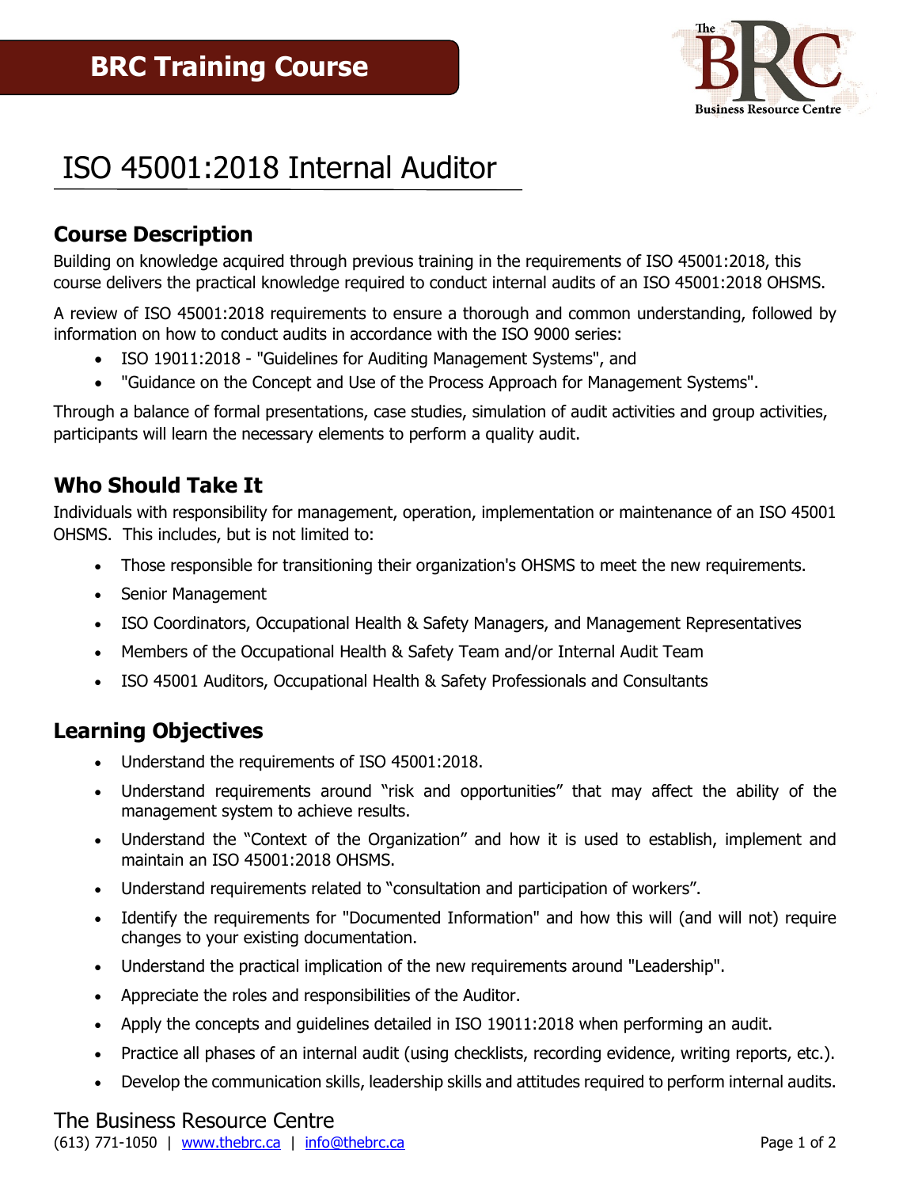# BRC Training Course

# ISO 45001:2018 Internal Auditor

## Course Description

Building on knowledge acquired through previous training in the requirements of ISO 45001:2018, this course delivers the practical knowledge required to conduct internal audits of an ISO 45001:2018 OHSMS.

A review of ISO 45001:2018 requirements to ensure a thorough and common understanding, followed by information on how to conduct audits in accordance with the ISO 9000 series:

- ISO 19011:2018 - "Guidelines for Auditing Management Systems", and
- "Guidance on the Concept and Use of the Process Approach for Management Systems".

Through a balance of formal presentations, case studies, simulation of audit activities and group activities, participants will learn the necessary elements to perform a quality audit.

## Who Should Take It

Individuals with responsibility for management, operation, implementation or maintenance of an ISO 45001 OHSMS. This includes, but is not limited to:

- Those responsible for transitioning their organization's OHSMS to meet the new requirements.
- Senior Management
- ISO Coordinators, Occupational Health & Safety Managers, and Management Representatives
- Members of the Occupational Health & Safety Team and/or Internal Audit Team
- ISO 45001 Auditors, Occupational Health & Safety Professionals and Consultants

## Learning Objectives

- Understand the requirements of ISO 45001:2018.
- Understand requirements around "risk and opportunities" that may affect the ability of the management system to achieve results.
- Understand the "Context of the Organization" and how it is used to establish, implement and maintain an ISO 45001:2018 OHSMS.
- Understand requirements related to "consultation and participation of workers".
- Identify the requirements for "Documented Information" and how this will (and will not) require changes to your existing documentation.
- Understand the practical implication of the new requirements around "Leadership".
- Appreciate the roles and responsibilities of the Auditor.
- Apply the concepts and guidelines detailed in ISO 19011:2018 when performing an audit.
- Practice all phases of an internal audit (using checklists, recording evidence, writing reports, etc.).
- Develop the communication skills, leadership skills and attitudes required to perform internal audits.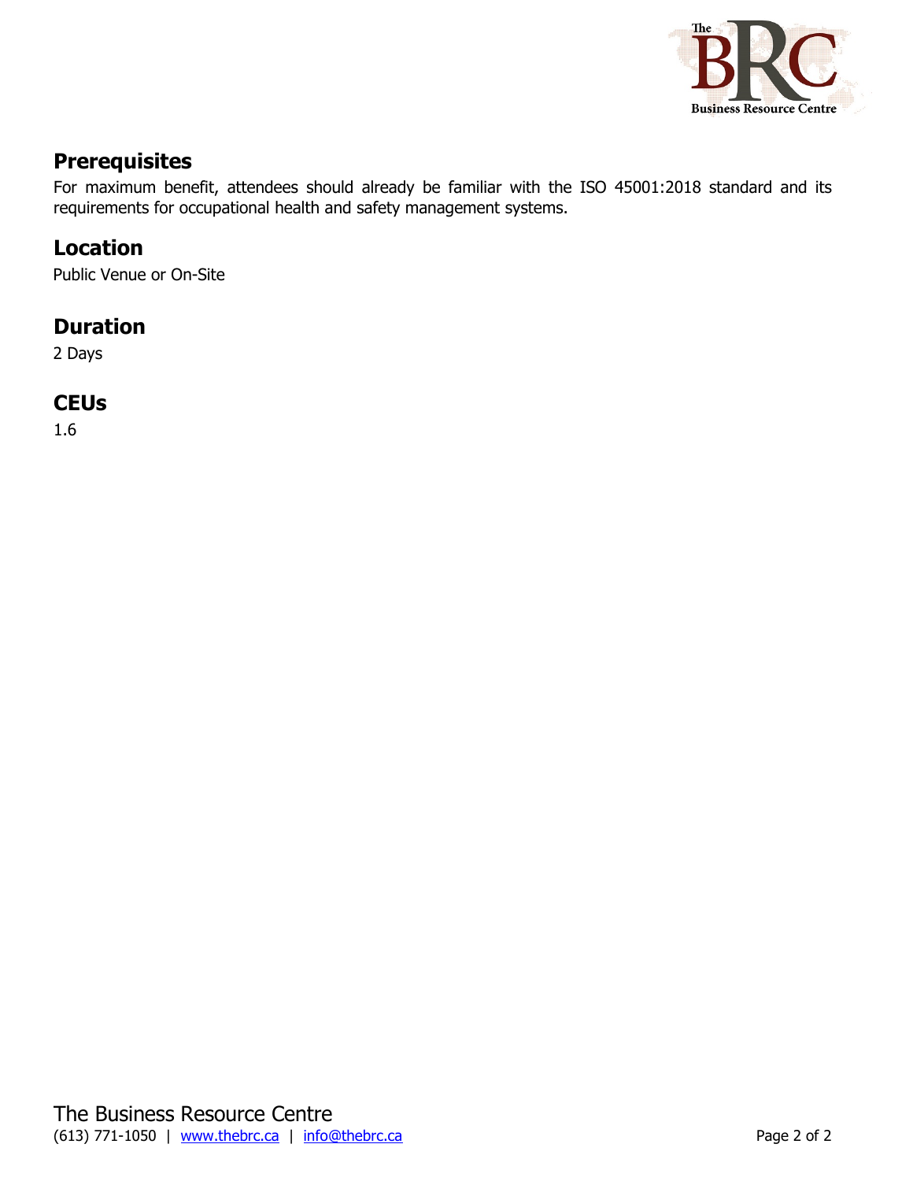## Prerequisites

For maximum benefit, attendees should already be familiar with the ISO 45001:2018 standard and its requirements for occupational health and safety management systems.

## Location

Public Venue or On-Site

## Duration

2 Days

## CEUs

1.6